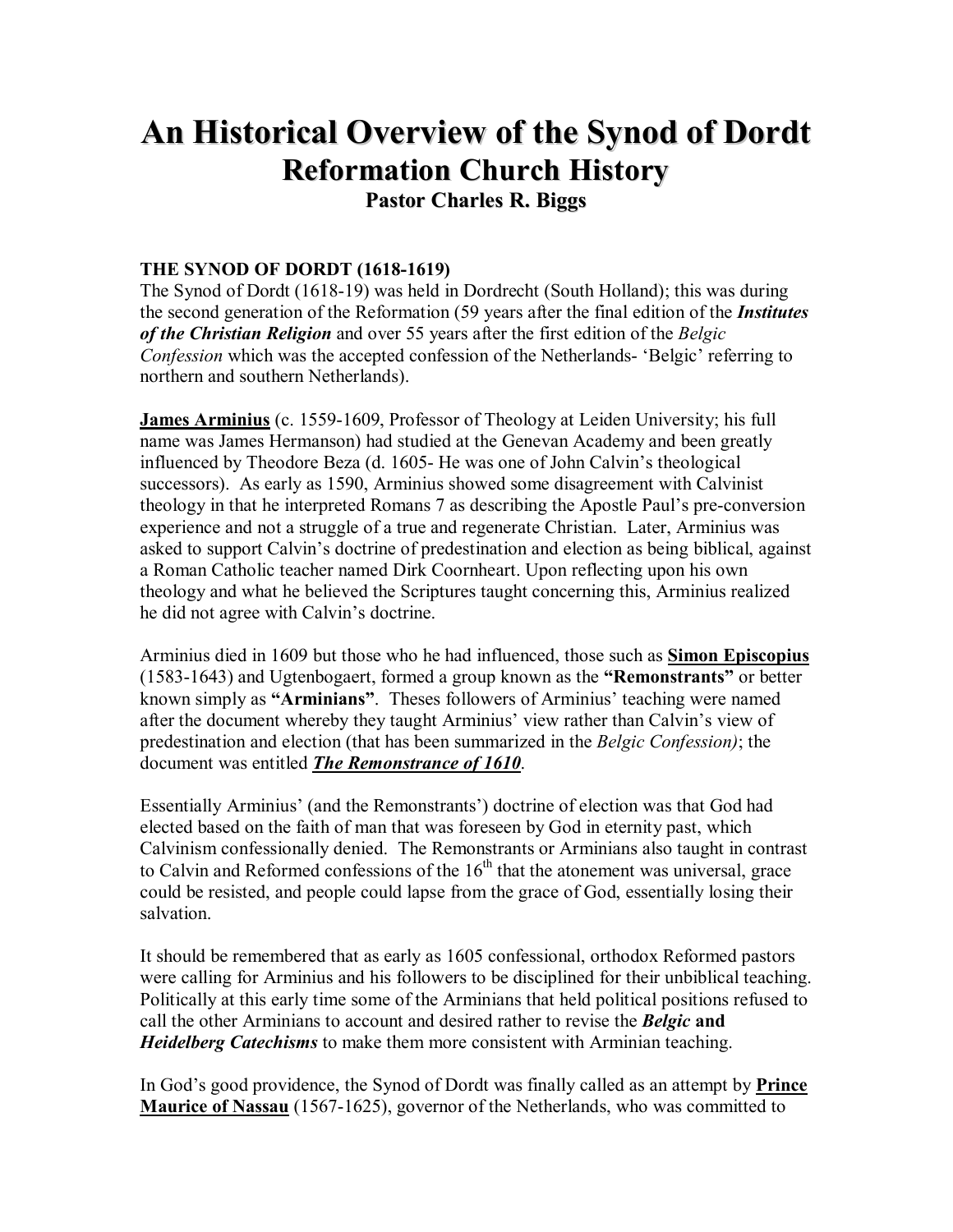# An Historical Overview of the Synod of Dordt

## Reformation Church History

### Pastor Charles R. Biggs

**THE SYNOD OF DORDT (1618-1619)**

The Synod of Dordt (1618-19) was held in Dordrecht (South Holland); this was during the second generation of the Reformation (59 years after the final edition of the ***Institutes of the Christian Religion*** and over 55 years after the first edition of the *Belgic Confession* which was the accepted confession of the Netherlands- 'Belgic' referring to northern and southern Netherlands).

**James Arminius** (c. 1559-1609, Professor of Theology at Leiden University; his full name was James Hermanson) had studied at the Genevan Academy and been greatly influenced by Theodore Beza (d. 1605- He was one of John Calvin's theological successors). As early as 1590, Arminius showed some disagreement with Calvinist theology in that he interpreted Romans 7 as describing the Apostle Paul's pre-conversion experience and not a struggle of a true and regenerate Christian. Later, Arminius was asked to support Calvin's doctrine of predestination and election as being biblical, against a Roman Catholic teacher named Dirk Coornheart. Upon reflecting upon his own theology and what he believed the Scriptures taught concerning this, Arminius realized he did not agree with Calvin's doctrine.

Arminius died in 1609 but those who he had influenced, those such as **Simon Episcopius** (1583-1643) and Ugtenbogaert, formed a group known as the **"Remonstrants"** or better known simply as **"Arminians"**. Theses followers of Arminius' teaching were named after the document whereby they taught Arminius' view rather than Calvin's view of predestination and election (that has been summarized in the *Belgic Confession)*; the document was entitled ***The Remonstrance of 1610***.

Essentially Arminius' (and the Remonstrants') doctrine of election was that God had elected based on the faith of man that was foreseen by God in eternity past, which Calvinism confessionally denied. The Remonstrants or Arminians also taught in contrast to Calvin and Reformed confessions of the 16th that the atonement was universal, grace could be resisted, and people could lapse from the grace of God, essentially losing their salvation.

It should be remembered that as early as 1605 confessional, orthodox Reformed pastors were calling for Arminius and his followers to be disciplined for their unbiblical teaching. Politically at this early time some of the Arminians that held political positions refused to call the other Arminians to account and desired rather to revise the ***Belgic* and *Heidelberg Catechisms*** to make them more consistent with Arminian teaching.

In God's good providence, the Synod of Dordt was finally called as an attempt by **Prince Maurice of Nassau** (1567-1625), governor of the Netherlands, who was committed to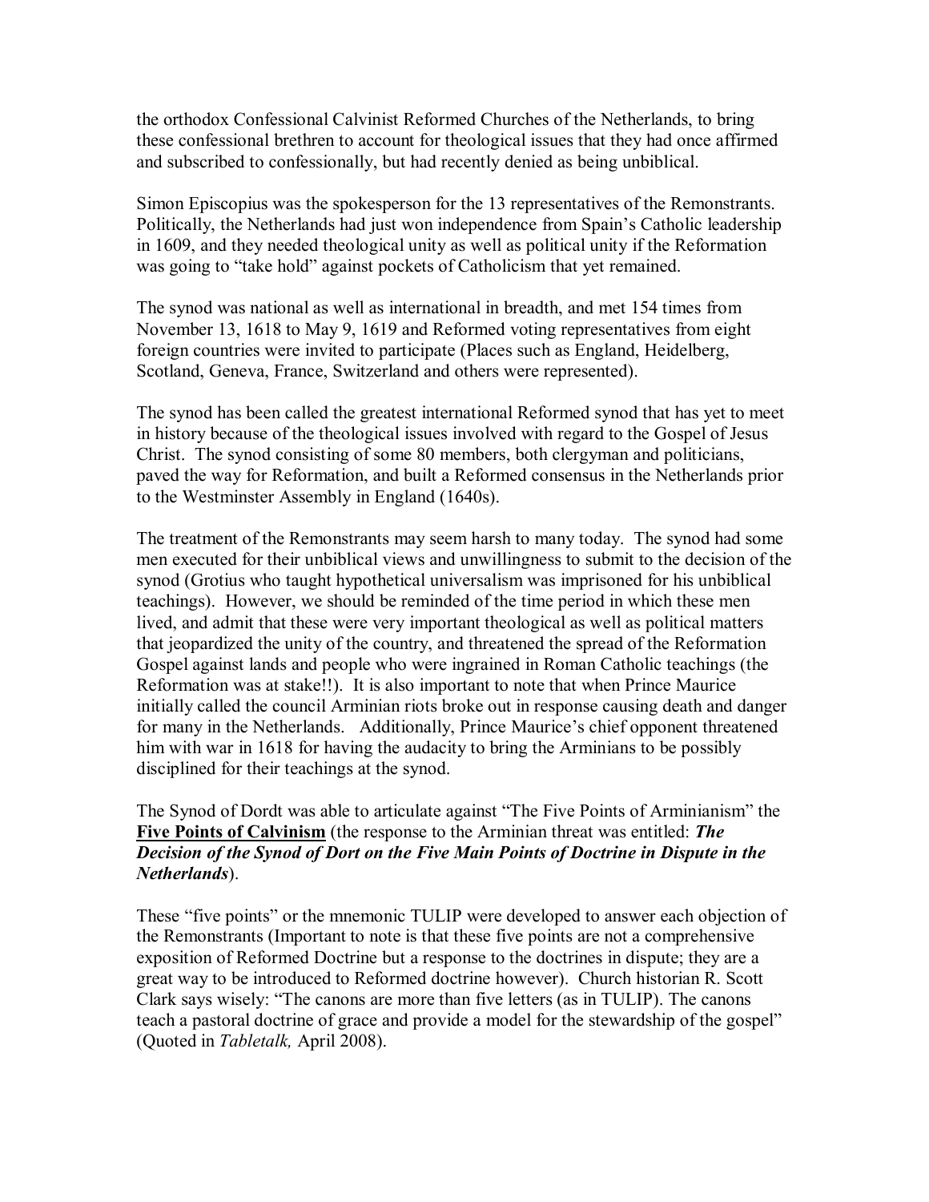the orthodox Confessional Calvinist Reformed Churches of the Netherlands, to bring these confessional brethren to account for theological issues that they had once affirmed and subscribed to confessionally, but had recently denied as being unbiblical.

Simon Episcopius was the spokesperson for the 13 representatives of the Remonstrants. Politically, the Netherlands had just won independence from Spain's Catholic leadership in 1609, and they needed theological unity as well as political unity if the Reformation was going to "take hold" against pockets of Catholicism that yet remained.

The synod was national as well as international in breadth, and met 154 times from November 13, 1618 to May 9, 1619 and Reformed voting representatives from eight foreign countries were invited to participate (Places such as England, Heidelberg, Scotland, Geneva, France, Switzerland and others were represented).

The synod has been called the greatest international Reformed synod that has yet to meet in history because of the theological issues involved with regard to the Gospel of Jesus Christ. The synod consisting of some 80 members, both clergyman and politicians, paved the way for Reformation, and built a Reformed consensus in the Netherlands prior to the Westminster Assembly in England (1640s).

The treatment of the Remonstrants may seem harsh to many today. The synod had some men executed for their unbiblical views and unwillingness to submit to the decision of the synod (Grotius who taught hypothetical universalism was imprisoned for his unbiblical teachings). However, we should be reminded of the time period in which these men lived, and admit that these were very important theological as well as political matters that jeopardized the unity of the country, and threatened the spread of the Reformation Gospel against lands and people who were ingrained in Roman Catholic teachings (the Reformation was at stake!!). It is also important to note that when Prince Maurice initially called the council Arminian riots broke out in response causing death and danger for many in the Netherlands. Additionally, Prince Maurice's chief opponent threatened him with war in 1618 for having the audacity to bring the Arminians to be possibly disciplined for their teachings at the synod.

The Synod of Dordt was able to articulate against "The Five Points of Arminianism" the **Five Points of Calvinism** (the response to the Arminian threat was entitled: ***The Decision of the Synod of Dort on the Five Main Points of Doctrine in Dispute in the Netherlands***).

These "five points" or the mnemonic TULIP were developed to answer each objection of the Remonstrants (Important to note is that these five points are not a comprehensive exposition of Reformed Doctrine but a response to the doctrines in dispute; they are a great way to be introduced to Reformed doctrine however). Church historian R. Scott Clark says wisely: "The canons are more than five letters (as in TULIP). The canons teach a pastoral doctrine of grace and provide a model for the stewardship of the gospel" (Quoted in *Tabletalk,* April 2008).